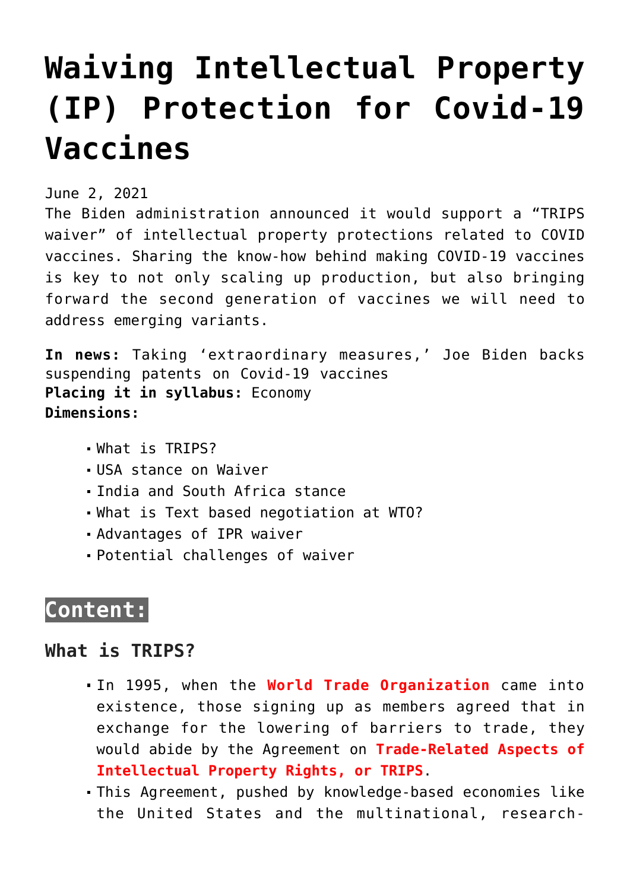# Waiving Intellectual Property (IP) Protection for Covid-19 Vaccines

June 2, 2021

The Biden administration announced it would support a "TRIPS waiver" of intellectual property protections related to COVID vaccines. Sharing the know-how behind making COVID-19 vaccines is key to not only scaling up production, but also bringing forward the second generation of vaccines we will need to address emerging variants.

**In news:** Taking 'extraordinary measures,' Joe Biden backs suspending patents on Covid-19 vaccines
**Placing it in syllabus:** Economy
**Dimensions:**

- What is TRIPS?
- USA stance on Waiver
- India and South Africa stance
- What is Text based negotiation at WTO?
- Advantages of IPR waiver
- Potential challenges of waiver

## Content:

### What is TRIPS?

- In 1995, when the **World Trade Organization** came into existence, those signing up as members agreed that in exchange for the lowering of barriers to trade, they would abide by the Agreement on **Trade-Related Aspects of Intellectual Property Rights, or TRIPS**.
- This Agreement, pushed by knowledge-based economies like the United States and the multinational, research-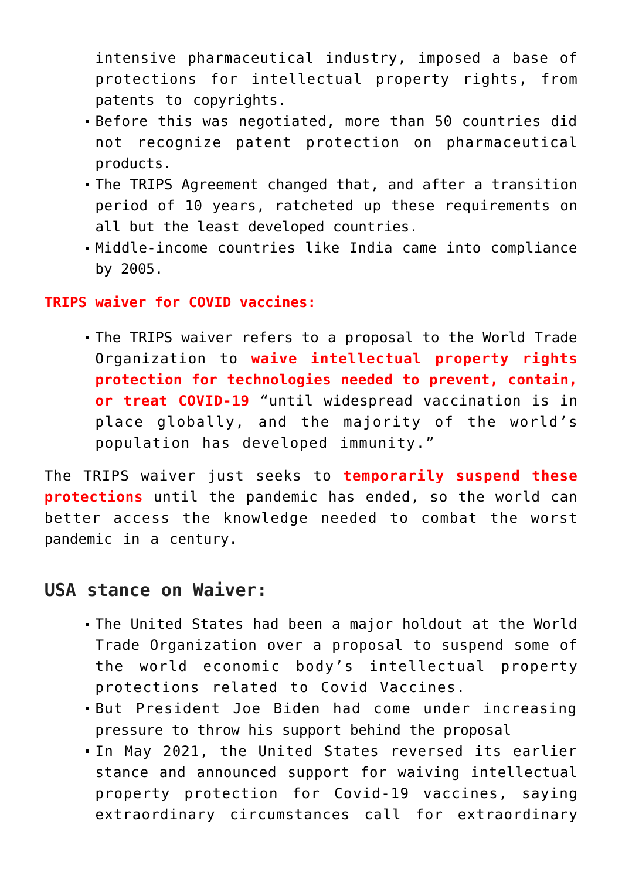intensive pharmaceutical industry, imposed a base of protections for intellectual property rights, from patents to copyrights.

- Before this was negotiated, more than 50 countries did not recognize patent protection on pharmaceutical products.
- The TRIPS Agreement changed that, and after a transition period of 10 years, ratcheted up these requirements on all but the least developed countries.
- Middle-income countries like India came into compliance by 2005.

**TRIPS waiver for COVID vaccines:**

- The TRIPS waiver refers to a proposal to the World Trade Organization to **waive intellectual property rights protection for technologies needed to prevent, contain, or treat COVID-19** "until widespread vaccination is in place globally, and the majority of the world's population has developed immunity."

The TRIPS waiver just seeks to **temporarily suspend these protections** until the pandemic has ended, so the world can better access the knowledge needed to combat the worst pandemic in a century.

## USA stance on Waiver:

- The United States had been a major holdout at the World Trade Organization over a proposal to suspend some of the world economic body's intellectual property protections related to Covid Vaccines.
- But President Joe Biden had come under increasing pressure to throw his support behind the proposal
- In May 2021, the United States reversed its earlier stance and announced support for waiving intellectual property protection for Covid-19 vaccines, saying extraordinary circumstances call for extraordinary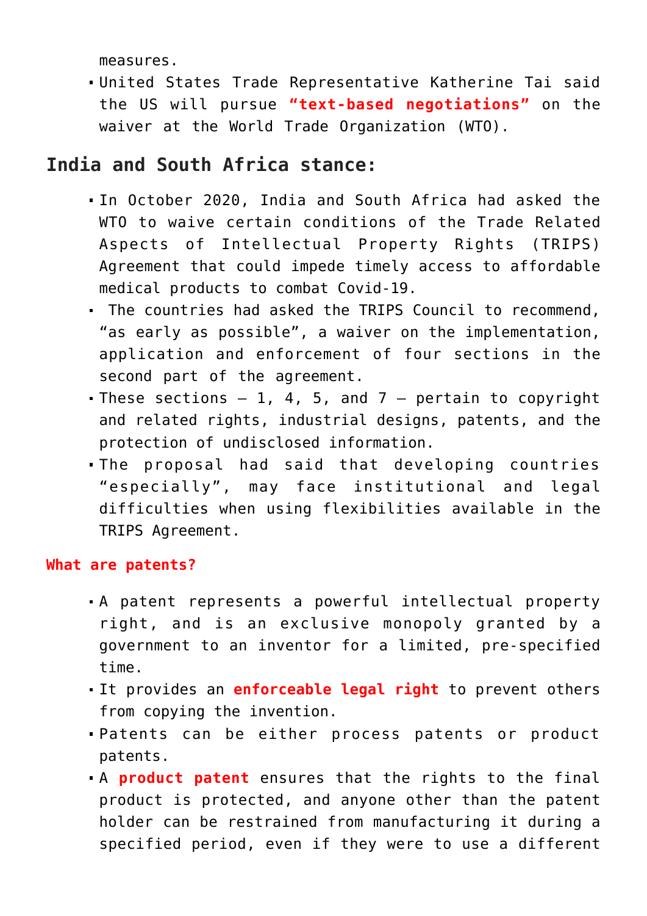measures.

- United States Trade Representative Katherine Tai said the US will pursue **"text-based negotiations"** on the waiver at the World Trade Organization (WTO).

## India and South Africa stance:

- In October 2020, India and South Africa had asked the WTO to waive certain conditions of the Trade Related Aspects of Intellectual Property Rights (TRIPS) Agreement that could impede timely access to affordable medical products to combat Covid-19.
- The countries had asked the TRIPS Council to recommend, "as early as possible", a waiver on the implementation, application and enforcement of four sections in the second part of the agreement.
- These sections – 1, 4, 5, and 7 – pertain to copyright and related rights, industrial designs, patents, and the protection of undisclosed information.
- The proposal had said that developing countries "especially", may face institutional and legal difficulties when using flexibilities available in the TRIPS Agreement.

**What are patents?**

- A patent represents a powerful intellectual property right, and is an exclusive monopoly granted by a government to an inventor for a limited, pre-specified time.
- It provides an **enforceable legal right** to prevent others from copying the invention.
- Patents can be either process patents or product patents.
- A **product patent** ensures that the rights to the final product is protected, and anyone other than the patent holder can be restrained from manufacturing it during a specified period, even if they were to use a different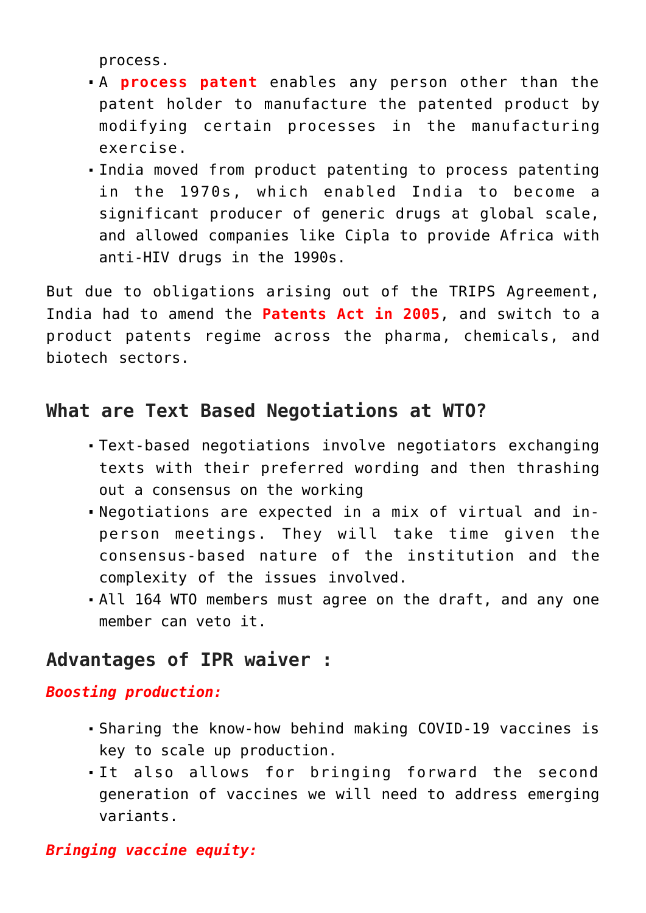process.

- A **process patent** enables any person other than the patent holder to manufacture the patented product by modifying certain processes in the manufacturing exercise.
- India moved from product patenting to process patenting in the 1970s, which enabled India to become a significant producer of generic drugs at global scale, and allowed companies like Cipla to provide Africa with anti-HIV drugs in the 1990s.

But due to obligations arising out of the TRIPS Agreement, India had to amend the **Patents Act in 2005**, and switch to a product patents regime across the pharma, chemicals, and biotech sectors.

## What are Text Based Negotiations at WTO?

- Text-based negotiations involve negotiators exchanging texts with their preferred wording and then thrashing out a consensus on the working
- Negotiations are expected in a mix of virtual and in-person meetings. They will take time given the consensus-based nature of the institution and the complexity of the issues involved.
- All 164 WTO members must agree on the draft, and any one member can veto it.

## Advantages of IPR waiver :

***Boosting production:***

- Sharing the know-how behind making COVID-19 vaccines is key to scale up production.
- It also allows for bringing forward the second generation of vaccines we will need to address emerging variants.

***Bringing vaccine equity:***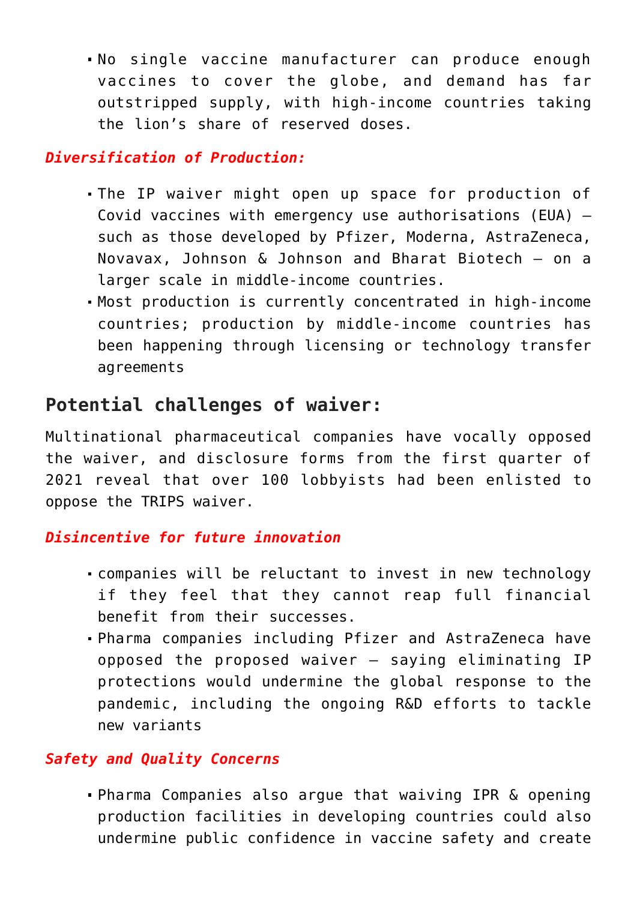- No single vaccine manufacturer can produce enough vaccines to cover the globe, and demand has far outstripped supply, with high-income countries taking the lion's share of reserved doses.

***Diversification of Production:***

- The IP waiver might open up space for production of Covid vaccines with emergency use authorisations (EUA) – such as those developed by Pfizer, Moderna, AstraZeneca, Novavax, Johnson & Johnson and Bharat Biotech – on a larger scale in middle-income countries.
- Most production is currently concentrated in high-income countries; production by middle-income countries has been happening through licensing or technology transfer agreements

## Potential challenges of waiver:

Multinational pharmaceutical companies have vocally opposed the waiver, and disclosure forms from the first quarter of 2021 reveal that over 100 lobbyists had been enlisted to oppose the TRIPS waiver.

***Disincentive for future innovation***

- companies will be reluctant to invest in new technology if they feel that they cannot reap full financial benefit from their successes.
- Pharma companies including Pfizer and AstraZeneca have opposed the proposed waiver – saying eliminating IP protections would undermine the global response to the pandemic, including the ongoing R&D efforts to tackle new variants

***Safety and Quality Concerns***

- Pharma Companies also argue that waiving IPR & opening production facilities in developing countries could also undermine public confidence in vaccine safety and create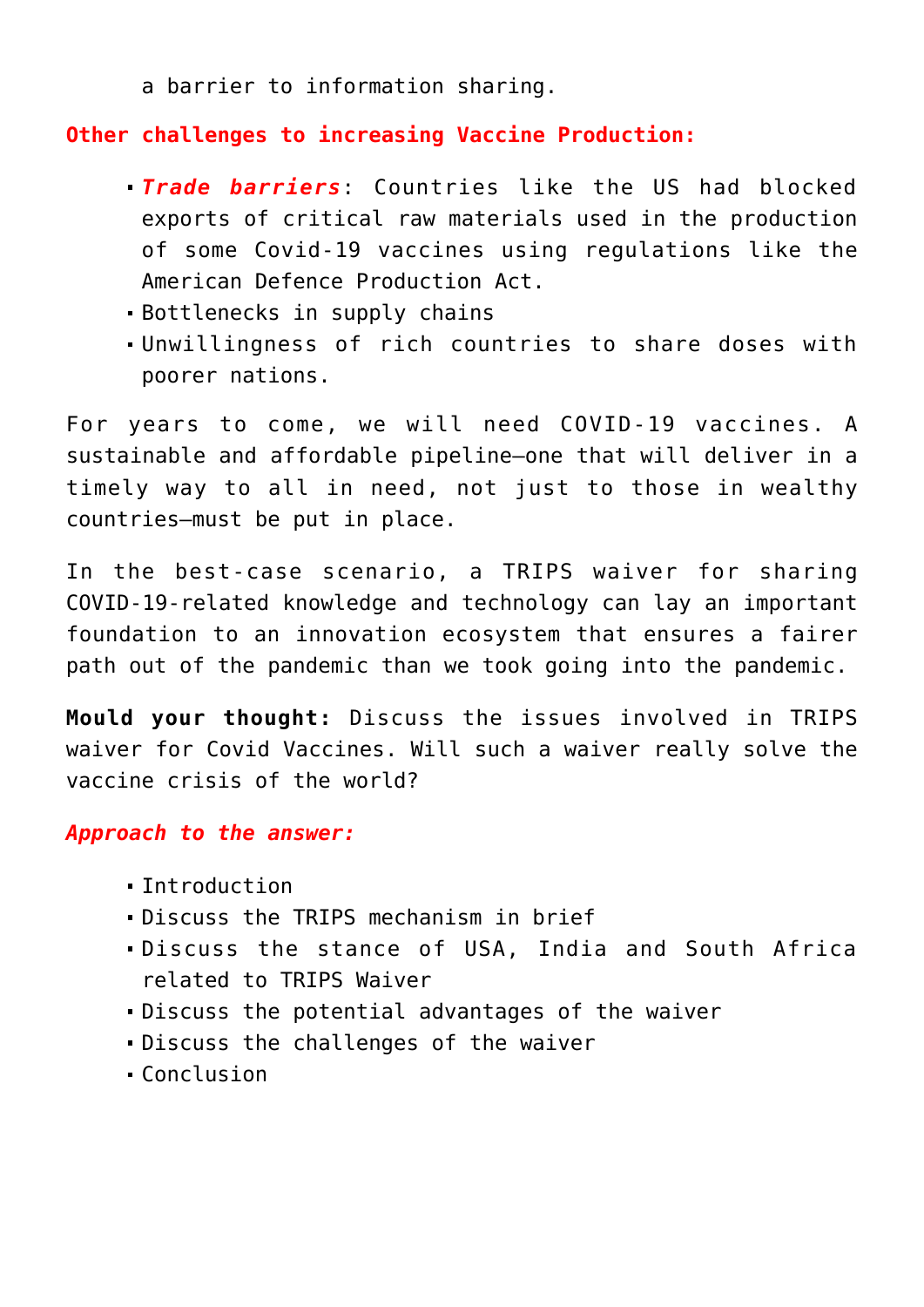a barrier to information sharing.

**Other challenges to increasing Vaccine Production:**

- ***Trade barriers***: Countries like the US had blocked exports of critical raw materials used in the production of some Covid-19 vaccines using regulations like the American Defence Production Act.
- Bottlenecks in supply chains
- Unwillingness of rich countries to share doses with poorer nations.

For years to come, we will need COVID-19 vaccines. A sustainable and affordable pipeline—one that will deliver in a timely way to all in need, not just to those in wealthy countries—must be put in place.

In the best-case scenario, a TRIPS waiver for sharing COVID-19-related knowledge and technology can lay an important foundation to an innovation ecosystem that ensures a fairer path out of the pandemic than we took going into the pandemic.

**Mould your thought:** Discuss the issues involved in TRIPS waiver for Covid Vaccines. Will such a waiver really solve the vaccine crisis of the world?

***Approach to the answer:***

- Introduction
- Discuss the TRIPS mechanism in brief
- Discuss the stance of USA, India and South Africa related to TRIPS Waiver
- Discuss the potential advantages of the waiver
- Discuss the challenges of the waiver
- Conclusion